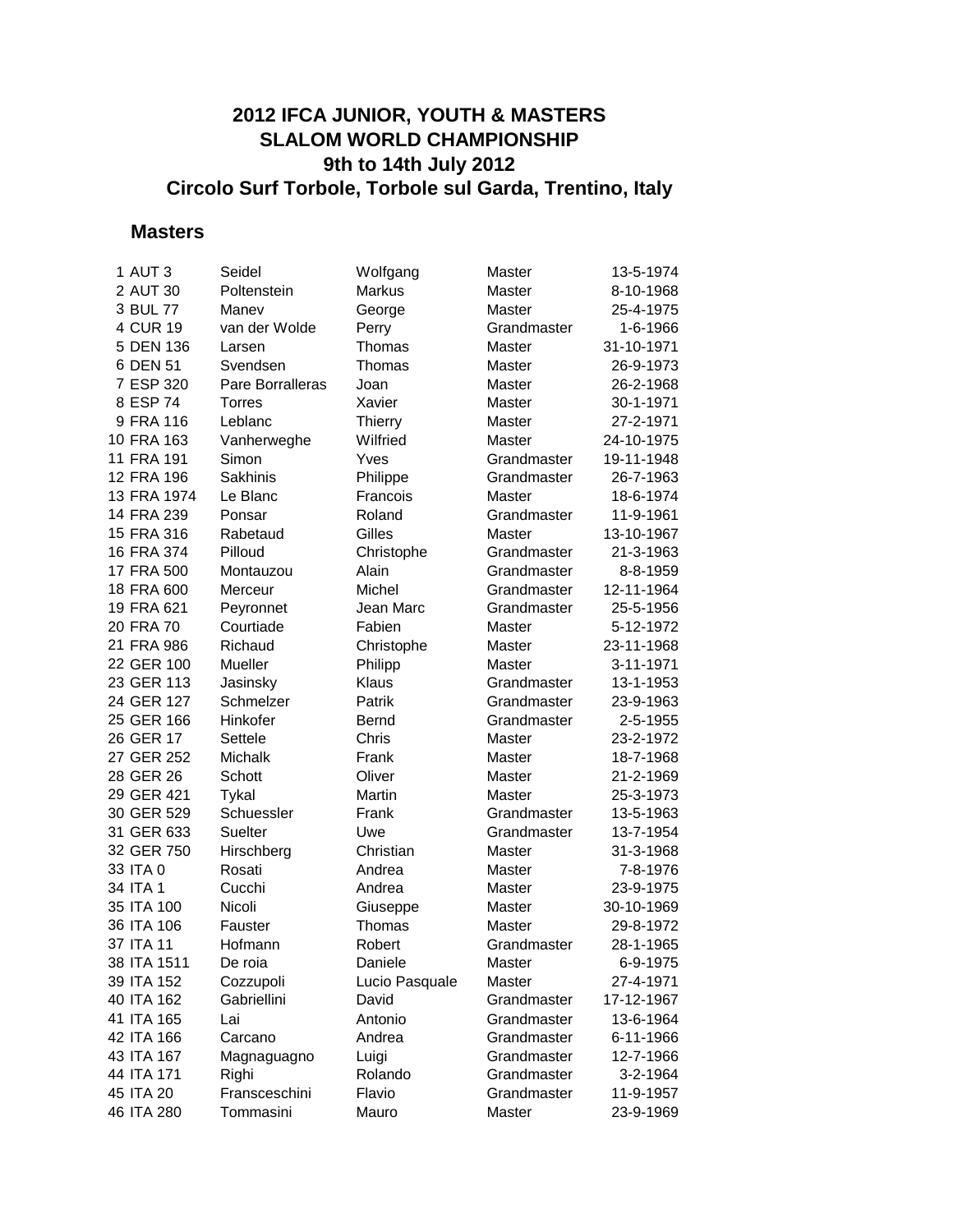# 2012 IFCA JUNIOR, YOUTH & MASTERS SLALOM WORLD CHAMPIONSHIP
## 9th to 14th July 2012
## Circolo Surf Torbole, Torbole sul Garda, Trentino, Italy

### Masters

| # | Sail No. | Surname | Name | Category | Date of Birth |
|---|---|---|---|---|---|
| 1 | AUT 3 | Seidel | Wolfgang | Master | 13-5-1974 |
| 2 | AUT 30 | Poltenstein | Markus | Master | 8-10-1968 |
| 3 | BUL 77 | Manev | George | Master | 25-4-1975 |
| 4 | CUR 19 | van der Wolde | Perry | Grandmaster | 1-6-1966 |
| 5 | DEN 136 | Larsen | Thomas | Master | 31-10-1971 |
| 6 | DEN 51 | Svendsen | Thomas | Master | 26-9-1973 |
| 7 | ESP 320 | Pare Borralleras | Joan | Master | 26-2-1968 |
| 8 | ESP 74 | Torres | Xavier | Master | 30-1-1971 |
| 9 | FRA 116 | Leblanc | Thierry | Master | 27-2-1971 |
| 10 | FRA 163 | Vanherweghe | Wilfried | Master | 24-10-1975 |
| 11 | FRA 191 | Simon | Yves | Grandmaster | 19-11-1948 |
| 12 | FRA 196 | Sakhinis | Philippe | Grandmaster | 26-7-1963 |
| 13 | FRA 1974 | Le Blanc | Francois | Master | 18-6-1974 |
| 14 | FRA 239 | Ponsar | Roland | Grandmaster | 11-9-1961 |
| 15 | FRA 316 | Rabetaud | Gilles | Master | 13-10-1967 |
| 16 | FRA 374 | Pilloud | Christophe | Grandmaster | 21-3-1963 |
| 17 | FRA 500 | Montauzou | Alain | Grandmaster | 8-8-1959 |
| 18 | FRA 600 | Merceur | Michel | Grandmaster | 12-11-1964 |
| 19 | FRA 621 | Peyronnet | Jean Marc | Grandmaster | 25-5-1956 |
| 20 | FRA 70 | Courtiade | Fabien | Master | 5-12-1972 |
| 21 | FRA 986 | Richaud | Christophe | Master | 23-11-1968 |
| 22 | GER 100 | Mueller | Philipp | Master | 3-11-1971 |
| 23 | GER 113 | Jasinsky | Klaus | Grandmaster | 13-1-1953 |
| 24 | GER 127 | Schmelzer | Patrik | Grandmaster | 23-9-1963 |
| 25 | GER 166 | Hinkofer | Bernd | Grandmaster | 2-5-1955 |
| 26 | GER 17 | Settele | Chris | Master | 23-2-1972 |
| 27 | GER 252 | Michalk | Frank | Master | 18-7-1968 |
| 28 | GER 26 | Schott | Oliver | Master | 21-2-1969 |
| 29 | GER 421 | Tykal | Martin | Master | 25-3-1973 |
| 30 | GER 529 | Schuessler | Frank | Grandmaster | 13-5-1963 |
| 31 | GER 633 | Suelter | Uwe | Grandmaster | 13-7-1954 |
| 32 | GER 750 | Hirschberg | Christian | Master | 31-3-1968 |
| 33 | ITA 0 | Rosati | Andrea | Master | 7-8-1976 |
| 34 | ITA 1 | Cucchi | Andrea | Master | 23-9-1975 |
| 35 | ITA 100 | Nicoli | Giuseppe | Master | 30-10-1969 |
| 36 | ITA 106 | Fauster | Thomas | Master | 29-8-1972 |
| 37 | ITA 11 | Hofmann | Robert | Grandmaster | 28-1-1965 |
| 38 | ITA 1511 | De roia | Daniele | Master | 6-9-1975 |
| 39 | ITA 152 | Cozzupoli | Lucio Pasquale | Master | 27-4-1971 |
| 40 | ITA 162 | Gabriellini | David | Grandmaster | 17-12-1967 |
| 41 | ITA 165 | Lai | Antonio | Grandmaster | 13-6-1964 |
| 42 | ITA 166 | Carcano | Andrea | Grandmaster | 6-11-1966 |
| 43 | ITA 167 | Magnaguagno | Luigi | Grandmaster | 12-7-1966 |
| 44 | ITA 171 | Righi | Rolando | Grandmaster | 3-2-1964 |
| 45 | ITA 20 | Fransceschini | Flavio | Grandmaster | 11-9-1957 |
| 46 | ITA 280 | Tommasini | Mauro | Master | 23-9-1969 |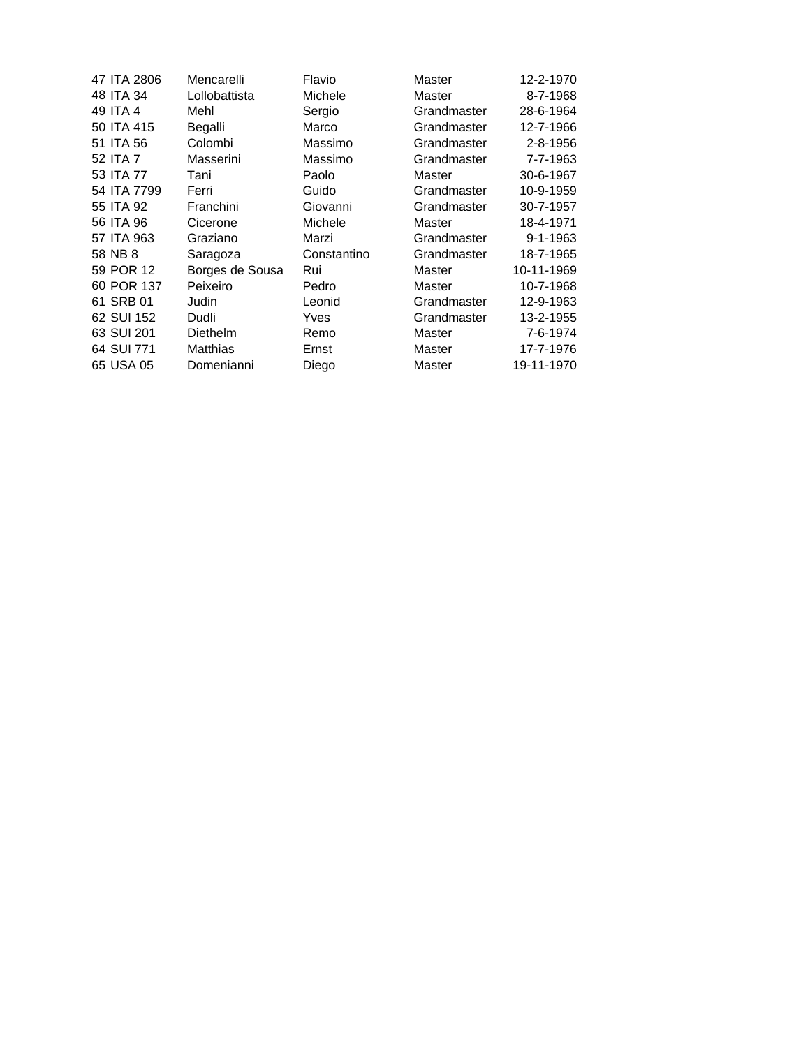| | | | | | |
|---|---|---|---|---|---|
| 47 | ITA 2806 | Mencarelli | Flavio | Master | 12-2-1970 |
| 48 | ITA 34 | Lollobattista | Michele | Master | 8-7-1968 |
| 49 | ITA 4 | Mehl | Sergio | Grandmaster | 28-6-1964 |
| 50 | ITA 415 | Begalli | Marco | Grandmaster | 12-7-1966 |
| 51 | ITA 56 | Colombi | Massimo | Grandmaster | 2-8-1956 |
| 52 | ITA 7 | Masserini | Massimo | Grandmaster | 7-7-1963 |
| 53 | ITA 77 | Tani | Paolo | Master | 30-6-1967 |
| 54 | ITA 7799 | Ferri | Guido | Grandmaster | 10-9-1959 |
| 55 | ITA 92 | Franchini | Giovanni | Grandmaster | 30-7-1957 |
| 56 | ITA 96 | Cicerone | Michele | Master | 18-4-1971 |
| 57 | ITA 963 | Graziano | Marzi | Grandmaster | 9-1-1963 |
| 58 | NB 8 | Saragoza | Constantino | Grandmaster | 18-7-1965 |
| 59 | POR 12 | Borges de Sousa | Rui | Master | 10-11-1969 |
| 60 | POR 137 | Peixeiro | Pedro | Master | 10-7-1968 |
| 61 | SRB 01 | Judin | Leonid | Grandmaster | 12-9-1963 |
| 62 | SUI 152 | Dudli | Yves | Grandmaster | 13-2-1955 |
| 63 | SUI 201 | Diethelm | Remo | Master | 7-6-1974 |
| 64 | SUI 771 | Matthias | Ernst | Master | 17-7-1976 |
| 65 | USA 05 | Domenianni | Diego | Master | 19-11-1970 |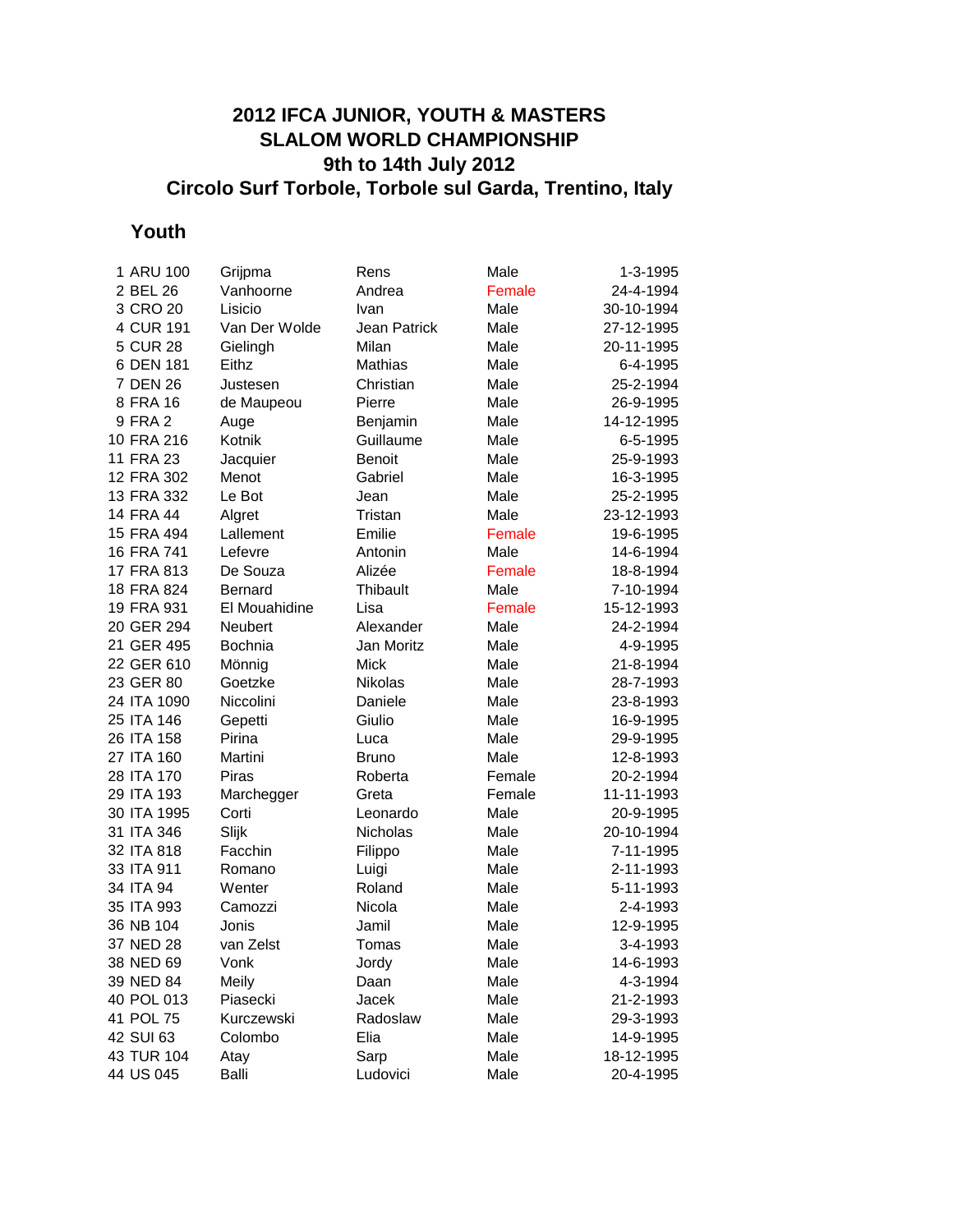# 2012 IFCA JUNIOR, YOUTH & MASTERS SLALOM WORLD CHAMPIONSHIP
## 9th to 14th July 2012
## Circolo Surf Torbole, Torbole sul Garda, Trentino, Italy

### Youth

| # | Sail No. | Surname | First Name | Gender | Date of Birth |
|---|---|---|---|---|---|
| 1 | ARU 100 | Grijpma | Rens | Male | 1-3-1995 |
| 2 | BEL 26 | Vanhoorne | Andrea | Female | 24-4-1994 |
| 3 | CRO 20 | Lisicio | Ivan | Male | 30-10-1994 |
| 4 | CUR 191 | Van Der Wolde | Jean Patrick | Male | 27-12-1995 |
| 5 | CUR 28 | Gielingh | Milan | Male | 20-11-1995 |
| 6 | DEN 181 | Eithz | Mathias | Male | 6-4-1995 |
| 7 | DEN 26 | Justesen | Christian | Male | 25-2-1994 |
| 8 | FRA 16 | de Maupeou | Pierre | Male | 26-9-1995 |
| 9 | FRA 2 | Auge | Benjamin | Male | 14-12-1995 |
| 10 | FRA 216 | Kotnik | Guillaume | Male | 6-5-1995 |
| 11 | FRA 23 | Jacquier | Benoit | Male | 25-9-1993 |
| 12 | FRA 302 | Menot | Gabriel | Male | 16-3-1995 |
| 13 | FRA 332 | Le Bot | Jean | Male | 25-2-1995 |
| 14 | FRA 44 | Algret | Tristan | Male | 23-12-1993 |
| 15 | FRA 494 | Lallement | Emilie | Female | 19-6-1995 |
| 16 | FRA 741 | Lefevre | Antonin | Male | 14-6-1994 |
| 17 | FRA 813 | De Souza | Alizée | Female | 18-8-1994 |
| 18 | FRA 824 | Bernard | Thibault | Male | 7-10-1994 |
| 19 | FRA 931 | El Mouahidine | Lisa | Female | 15-12-1993 |
| 20 | GER 294 | Neubert | Alexander | Male | 24-2-1994 |
| 21 | GER 495 | Bochnia | Jan Moritz | Male | 4-9-1995 |
| 22 | GER 610 | Mönnig | Mick | Male | 21-8-1994 |
| 23 | GER 80 | Goetzke | Nikolas | Male | 28-7-1993 |
| 24 | ITA 1090 | Niccolini | Daniele | Male | 23-8-1993 |
| 25 | ITA 146 | Gepetti | Giulio | Male | 16-9-1995 |
| 26 | ITA 158 | Pirina | Luca | Male | 29-9-1995 |
| 27 | ITA 160 | Martini | Bruno | Male | 12-8-1993 |
| 28 | ITA 170 | Piras | Roberta | Female | 20-2-1994 |
| 29 | ITA 193 | Marchegger | Greta | Female | 11-11-1993 |
| 30 | ITA 1995 | Corti | Leonardo | Male | 20-9-1995 |
| 31 | ITA 346 | Slijk | Nicholas | Male | 20-10-1994 |
| 32 | ITA 818 | Facchin | Filippo | Male | 7-11-1995 |
| 33 | ITA 911 | Romano | Luigi | Male | 2-11-1993 |
| 34 | ITA 94 | Wenter | Roland | Male | 5-11-1993 |
| 35 | ITA 993 | Camozzi | Nicola | Male | 2-4-1993 |
| 36 | NB 104 | Jonis | Jamil | Male | 12-9-1995 |
| 37 | NED 28 | van Zelst | Tomas | Male | 3-4-1993 |
| 38 | NED 69 | Vonk | Jordy | Male | 14-6-1993 |
| 39 | NED 84 | Meily | Daan | Male | 4-3-1994 |
| 40 | POL 013 | Piasecki | Jacek | Male | 21-2-1993 |
| 41 | POL 75 | Kurczewski | Radoslaw | Male | 29-3-1993 |
| 42 | SUI 63 | Colombo | Elia | Male | 14-9-1995 |
| 43 | TUR 104 | Atay | Sarp | Male | 18-12-1995 |
| 44 | US 045 | Balli | Ludovici | Male | 20-4-1995 |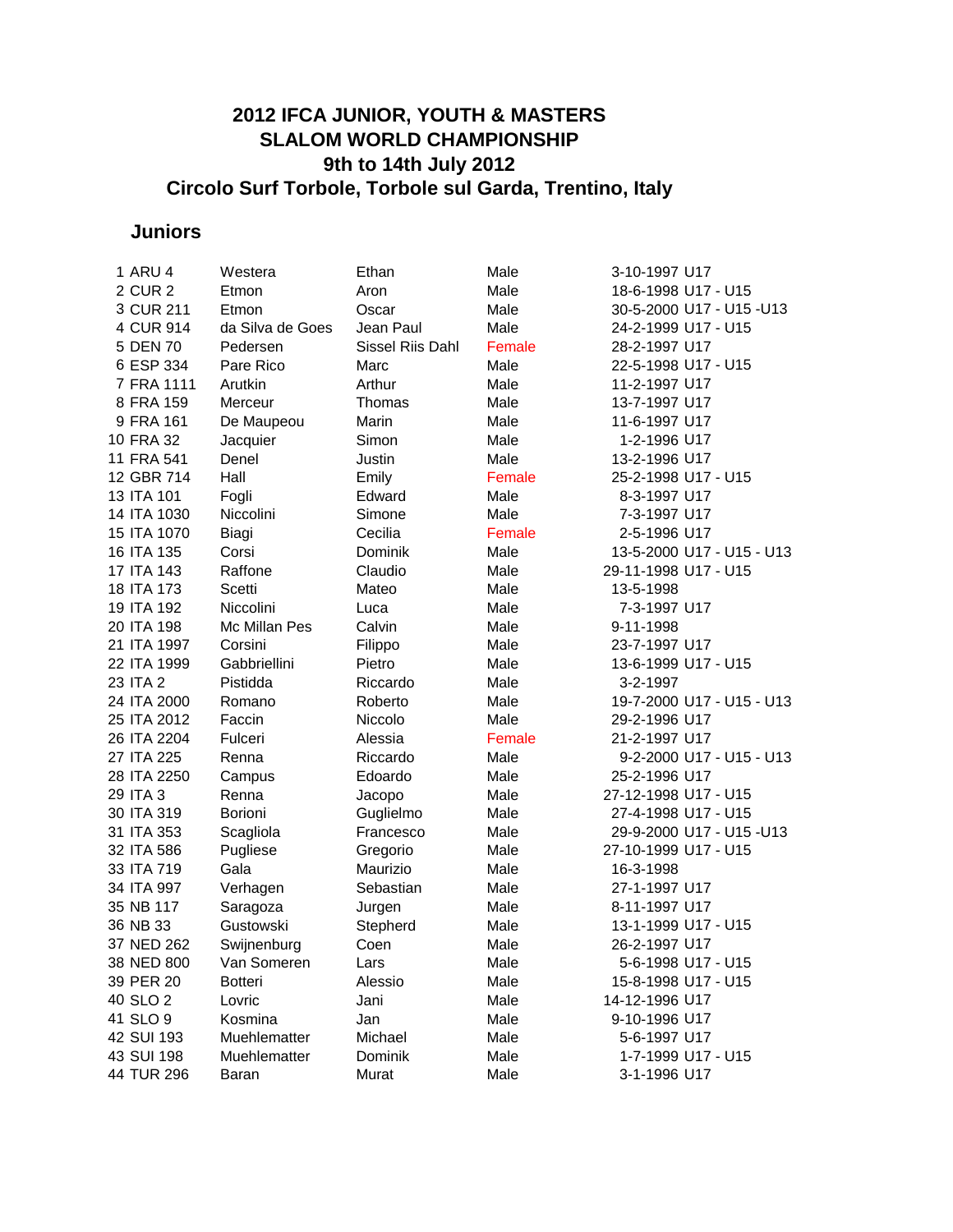# 2012 IFCA JUNIOR, YOUTH & MASTERS SLALOM WORLD CHAMPIONSHIP
## 9th to 14th July 2012
## Circolo Surf Torbole, Torbole sul Garda, Trentino, Italy

### Juniors

| | | | | | | |
|---|---|---|---|---|---|---|
| 1 | ARU 4 | Westera | Ethan | Male | 3-10-1997 | U17 |
| 2 | CUR 2 | Etmon | Aron | Male | 18-6-1998 | U17 - U15 |
| 3 | CUR 211 | Etmon | Oscar | Male | 30-5-2000 | U17 - U15 -U13 |
| 4 | CUR 914 | da Silva de Goes | Jean Paul | Male | 24-2-1999 | U17 - U15 |
| 5 | DEN 70 | Pedersen | Sissel Riis Dahl | Female | 28-2-1997 | U17 |
| 6 | ESP 334 | Pare Rico | Marc | Male | 22-5-1998 | U17 - U15 |
| 7 | FRA 1111 | Arutkin | Arthur | Male | 11-2-1997 | U17 |
| 8 | FRA 159 | Merceur | Thomas | Male | 13-7-1997 | U17 |
| 9 | FRA 161 | De Maupeou | Marin | Male | 11-6-1997 | U17 |
| 10 | FRA 32 | Jacquier | Simon | Male | 1-2-1996 | U17 |
| 11 | FRA 541 | Denel | Justin | Male | 13-2-1996 | U17 |
| 12 | GBR 714 | Hall | Emily | Female | 25-2-1998 | U17 - U15 |
| 13 | ITA 101 | Fogli | Edward | Male | 8-3-1997 | U17 |
| 14 | ITA 1030 | Niccolini | Simone | Male | 7-3-1997 | U17 |
| 15 | ITA 1070 | Biagi | Cecilia | Female | 2-5-1996 | U17 |
| 16 | ITA 135 | Corsi | Dominik | Male | 13-5-2000 | U17 - U15 - U13 |
| 17 | ITA 143 | Raffone | Claudio | Male | 29-11-1998 | U17 - U15 |
| 18 | ITA 173 | Scetti | Mateo | Male | 13-5-1998 | |
| 19 | ITA 192 | Niccolini | Luca | Male | 7-3-1997 | U17 |
| 20 | ITA 198 | Mc Millan Pes | Calvin | Male | 9-11-1998 | |
| 21 | ITA 1997 | Corsini | Filippo | Male | 23-7-1997 | U17 |
| 22 | ITA 1999 | Gabbriellini | Pietro | Male | 13-6-1999 | U17 - U15 |
| 23 | ITA 2 | Pistidda | Riccardo | Male | 3-2-1997 | |
| 24 | ITA 2000 | Romano | Roberto | Male | 19-7-2000 | U17 - U15 - U13 |
| 25 | ITA 2012 | Faccin | Niccolo | Male | 29-2-1996 | U17 |
| 26 | ITA 2204 | Fulceri | Alessia | Female | 21-2-1997 | U17 |
| 27 | ITA 225 | Renna | Riccardo | Male | 9-2-2000 | U17 - U15 - U13 |
| 28 | ITA 2250 | Campus | Edoardo | Male | 25-2-1996 | U17 |
| 29 | ITA 3 | Renna | Jacopo | Male | 27-12-1998 | U17 - U15 |
| 30 | ITA 319 | Borioni | Guglielmo | Male | 27-4-1998 | U17 - U15 |
| 31 | ITA 353 | Scagliola | Francesco | Male | 29-9-2000 | U17 - U15 -U13 |
| 32 | ITA 586 | Pugliese | Gregorio | Male | 27-10-1999 | U17 - U15 |
| 33 | ITA 719 | Gala | Maurizio | Male | 16-3-1998 | |
| 34 | ITA 997 | Verhagen | Sebastian | Male | 27-1-1997 | U17 |
| 35 | NB 117 | Saragoza | Jurgen | Male | 8-11-1997 | U17 |
| 36 | NB 33 | Gustowski | Stepherd | Male | 13-1-1999 | U17 - U15 |
| 37 | NED 262 | Swijnenburg | Coen | Male | 26-2-1997 | U17 |
| 38 | NED 800 | Van Someren | Lars | Male | 5-6-1998 | U17 - U15 |
| 39 | PER 20 | Botteri | Alessio | Male | 15-8-1998 | U17 - U15 |
| 40 | SLO 2 | Lovric | Jani | Male | 14-12-1996 | U17 |
| 41 | SLO 9 | Kosmina | Jan | Male | 9-10-1996 | U17 |
| 42 | SUI 193 | Muehlematter | Michael | Male | 5-6-1997 | U17 |
| 43 | SUI 198 | Muehlematter | Dominik | Male | 1-7-1999 | U17 - U15 |
| 44 | TUR 296 | Baran | Murat | Male | 3-1-1996 | U17 |